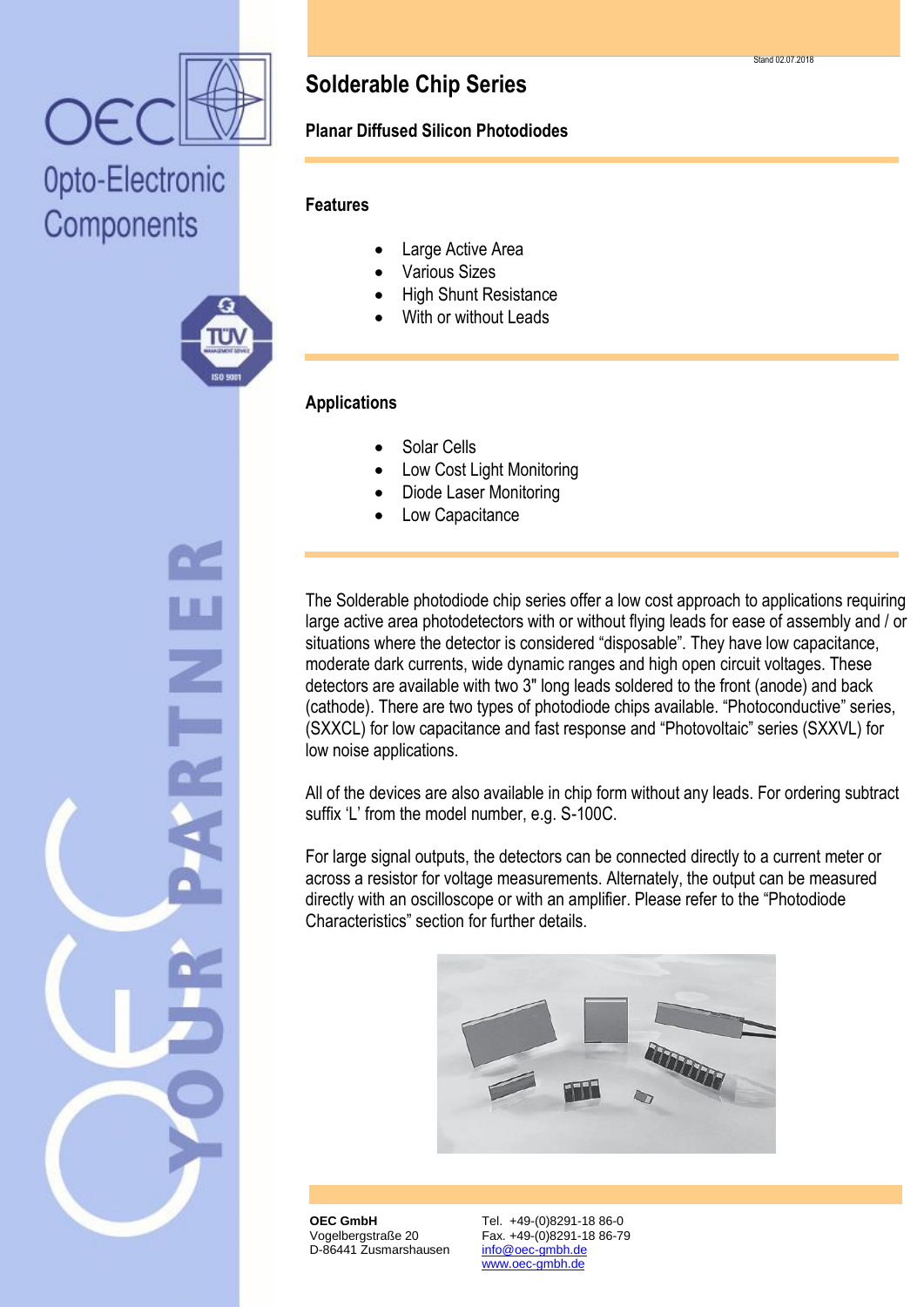# Solderable Chip Series

## Planar Diffused Silicon Photodiodes

### Features

- Large Active Area
- Various Sizes
- High Shunt Resistance
- With or without Leads

### Applications

- Solar Cells
- Low Cost Light Monitoring
- Diode Laser Monitoring
- Low Capacitance

The Solderable photodiode chip series offer a low cost approach to applications requiring large active area photodetectors with or without flying leads for ease of assembly and / or situations where the detector is considered "disposable". They have low capacitance, moderate dark currents, wide dynamic ranges and high open circuit voltages. These detectors are available with two 3" long leads soldered to the front (anode) and back (cathode). There are two types of photodiode chips available. "Photoconductive" series, (SXXCL) for low capacitance and fast response and "Photovoltaic" series (SXXVL) for low noise applications.

All of the devices are also available in chip form without any leads. For ordering subtract suffix 'L' from the model number, e.g. S-100C.

For large signal outputs, the detectors can be connected directly to a current meter or across a resistor for voltage measurements. Alternately, the output can be measured directly with an oscilloscope or with an amplifier. Please refer to the "Photodiode Characteristics" section for further details.

**OEC GmbH**
Vogelbergstraße 20
D-86441 Zusmarshausen

Tel. +49-(0)8291-18 86-0
Fax. +49-(0)8291-18 86-79
info@oec-gmbh.de
www.oec-gmbh.de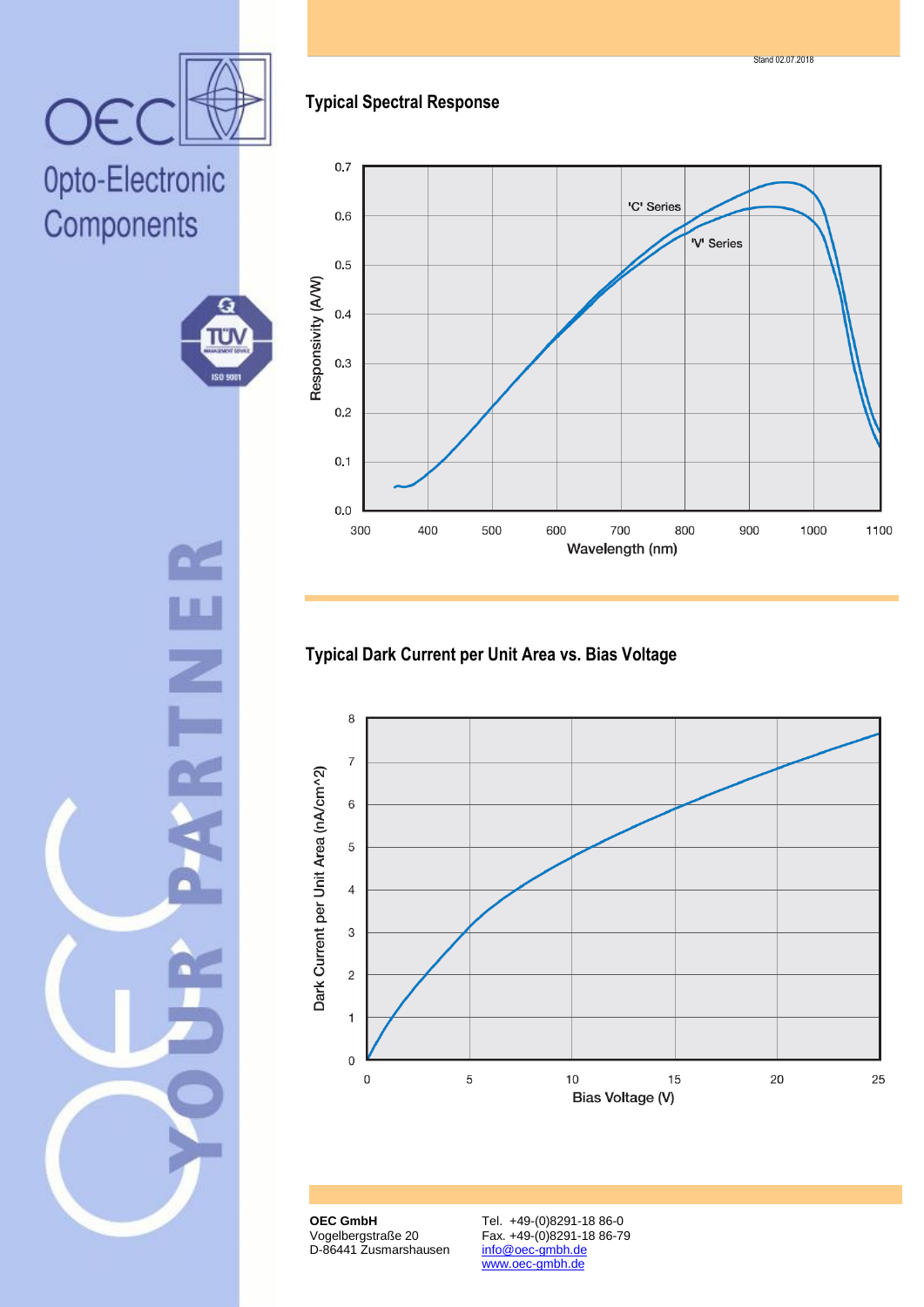## Typical Spectral Response

## Typical Dark Current per Unit Area vs. Bias Voltage

**OEC GmbH**
Vogelbergstraße 20
D-86441 Zusmarshausen

Tel. +49-(0)8291-18 86-0
Fax. +49-(0)8291-18 86-79
info@oec-gmbh.de
www.oec-gmbh.de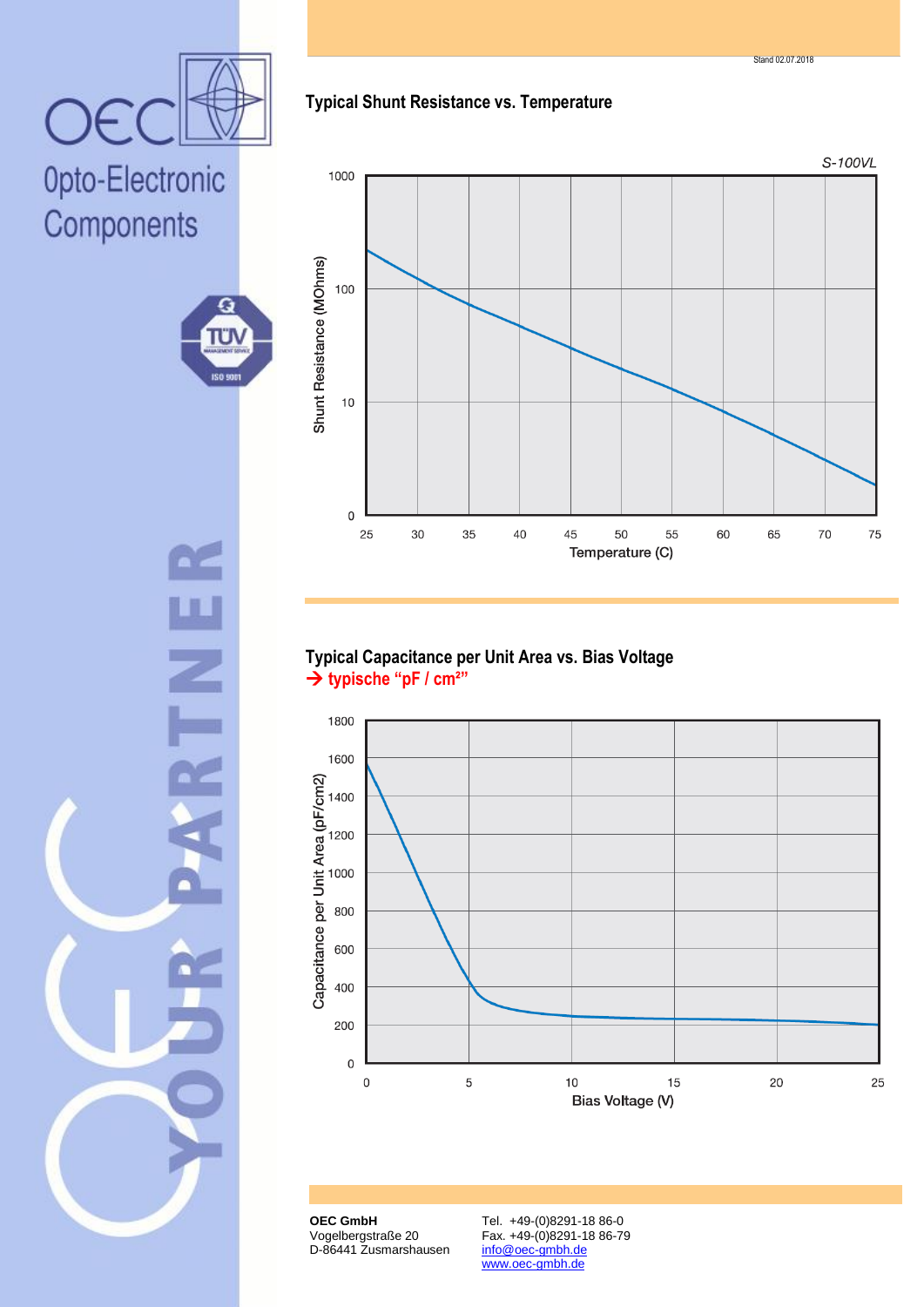Stand 02.07.2018

## Typical Shunt Resistance vs. Temperature

S-100VL

Shunt Resistance (MOhms)

1000
100
10
0

25 30 35 40 45 50 55 60 65 70 75

Temperature (C)

## Typical Capacitance per Unit Area vs. Bias Voltage

→ typische "pF / cm²"

Capacitance per Unit Area (pF/cm2)

1800
1600
1400
1200
1000
800
600
400
200
0

0 5 10 15 20 25

Bias Voltage (V)

**OEC GmbH**
Vogelbergstraße 20
D-86441 Zusmarshausen

Tel. +49-(0)8291-18 86-0
Fax. +49-(0)8291-18 86-79
info@oec-gmbh.de
www.oec-gmbh.de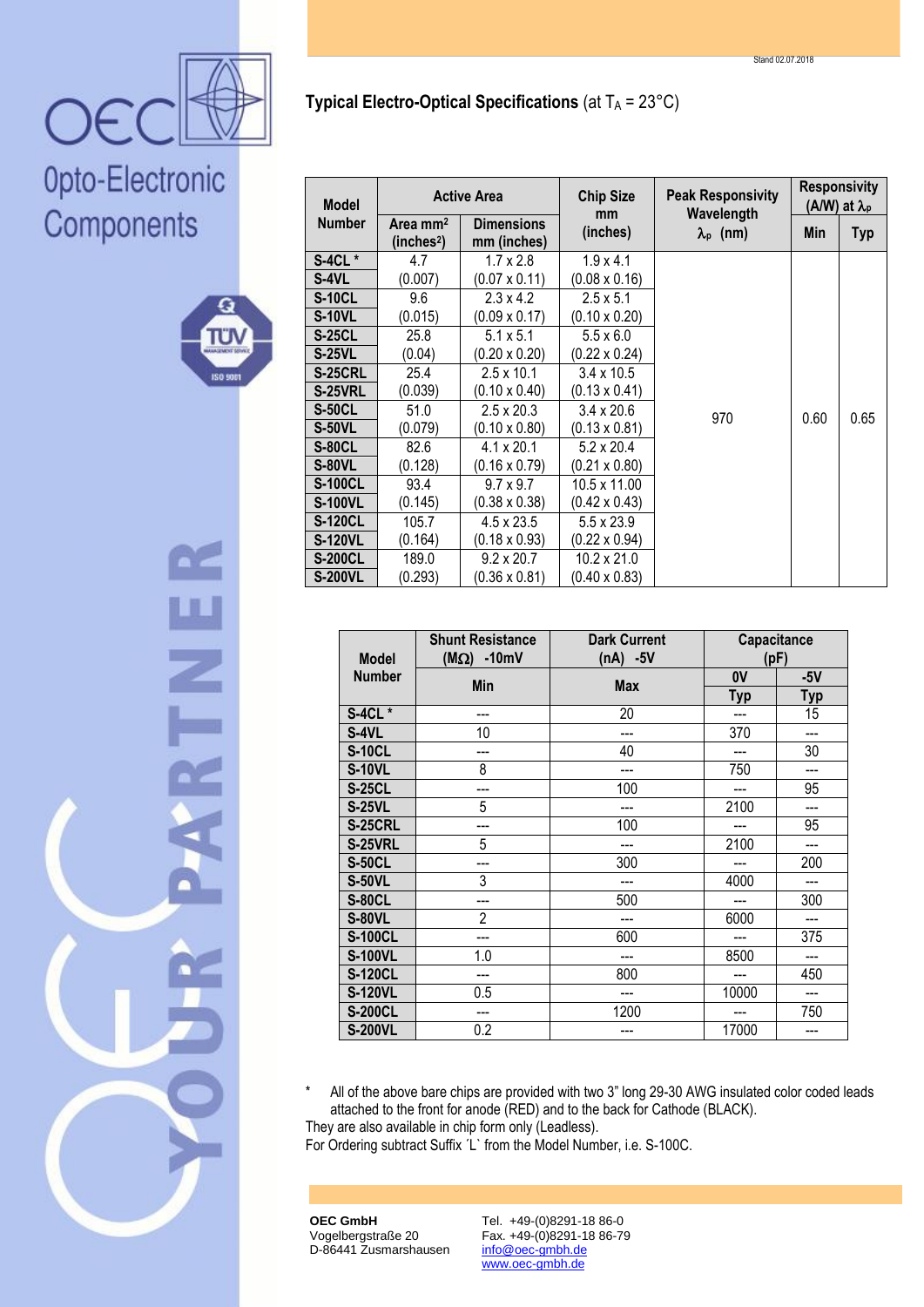## Typical Electro-Optical Specifications (at $T_A$ = 23°C)

| Model Number | Active Area | | Chip Size mm (inches) | Peak Responsivity Wavelength $\lambda_p$ (nm) | Responsivity (A/W) at $\lambda_p$ | |
|---|---|---|---|---|---|---|
| | Area mm² (inches²) | Dimensions mm (inches) | | | Min | Typ |
| S-4CL * / S-4VL | 4.7 (0.007) | 1.7 x 2.8 (0.07 x 0.11) | 1.9 x 4.1 (0.08 x 0.16) | 970 | 0.60 | 0.65 |
| S-10CL / S-10VL | 9.6 (0.015) | 2.3 x 4.2 (0.09 x 0.17) | 2.5 x 5.1 (0.10 x 0.20) | | | |
| S-25CL / S-25VL | 25.8 (0.04) | 5.1 x 5.1 (0.20 x 0.20) | 5.5 x 6.0 (0.22 x 0.24) | | | |
| S-25CRL / S-25VRL | 25.4 (0.039) | 2.5 x 10.1 (0.10 x 0.40) | 3.4 x 10.5 (0.13 x 0.41) | | | |
| S-50CL / S-50VL | 51.0 (0.079) | 2.5 x 20.3 (0.10 x 0.80) | 3.4 x 20.6 (0.13 x 0.81) | | | |
| S-80CL / S-80VL | 82.6 (0.128) | 4.1 x 20.1 (0.16 x 0.79) | 5.2 x 20.4 (0.21 x 0.80) | | | |
| S-100CL / S-100VL | 93.4 (0.145) | 9.7 x 9.7 (0.38 x 0.38) | 10.5 x 11.00 (0.42 x 0.43) | | | |
| S-120CL / S-120VL | 105.7 (0.164) | 4.5 x 23.5 (0.18 x 0.93) | 5.5 x 23.9 (0.22 x 0.94) | | | |
| S-200CL / S-200VL | 189.0 (0.293) | 9.2 x 20.7 (0.36 x 0.81) | 10.2 x 21.0 (0.40 x 0.83) | | | |

| Model Number | Shunt Resistance (MΩ) -10mV | Dark Current (nA) -5V | Capacitance (pF) | |
|---|---|---|---|---|
| | Min | Max | 0V Typ | -5V Typ |
| S-4CL * | --- | 20 | --- | 15 |
| S-4VL | 10 | --- | 370 | --- |
| S-10CL | --- | 40 | --- | 30 |
| S-10VL | 8 | --- | 750 | --- |
| S-25CL | --- | 100 | --- | 95 |
| S-25VL | 5 | --- | 2100 | --- |
| S-25CRL | --- | 100 | --- | 95 |
| S-25VRL | 5 | --- | 2100 | --- |
| S-50CL | --- | 300 | --- | 200 |
| S-50VL | 3 | --- | 4000 | --- |
| S-80CL | --- | 500 | --- | 300 |
| S-80VL | 2 | --- | 6000 | --- |
| S-100CL | --- | 600 | --- | 375 |
| S-100VL | 1.0 | --- | 8500 | --- |
| S-120CL | --- | 800 | --- | 450 |
| S-120VL | 0.5 | --- | 10000 | --- |
| S-200CL | --- | 1200 | --- | 750 |
| S-200VL | 0.2 | --- | 17000 | --- |

\* All of the above bare chips are provided with two 3" long 29-30 AWG insulated color coded leads attached to the front for anode (RED) and to the back for Cathode (BLACK).
They are also available in chip form only (Leadless).
For Ordering subtract Suffix ´L` from the Model Number, i.e. S-100C.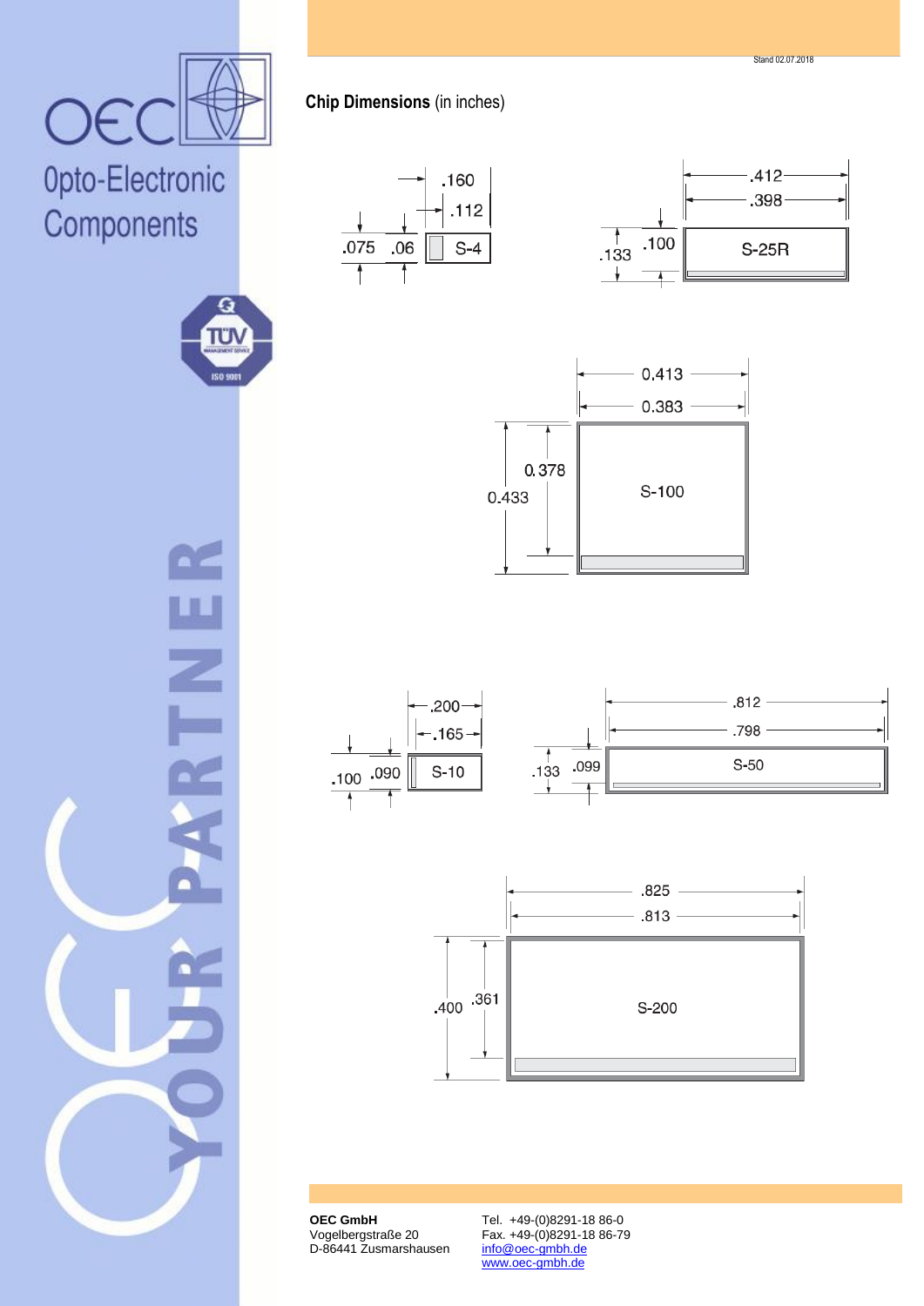## Chip Dimensions (in inches)

.160
.112
.075 .06 S-4

.412
.398
.133 .100 S-25R

0.413
0.383
0.378
0.433
S-100

.200
.165
.100 .090 S-10

.812
.798
.133 .099 S-50

.825
.813
.400 .361 S-200

**OEC GmbH**
Vogelbergstraße 20
D-86441 Zusmarshausen

Tel. +49-(0)8291-18 86-0
Fax. +49-(0)8291-18 86-79
info@oec-gmbh.de
www.oec-gmbh.de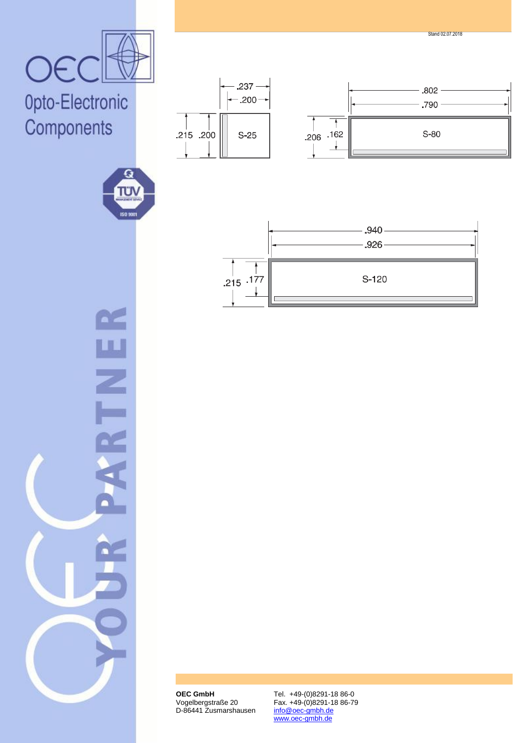S-25

.237

.200

.215 .200

S-80

.802

.790

.206 .162

S-120

.940

.926

.215 .177

**OEC GmbH**
Vogelbergstraße 20
D-86441 Zusmarshausen

Tel. +49-(0)8291-18 86-0
Fax. +49-(0)8291-18 86-79
info@oec-gmbh.de
www.oec-gmbh.de